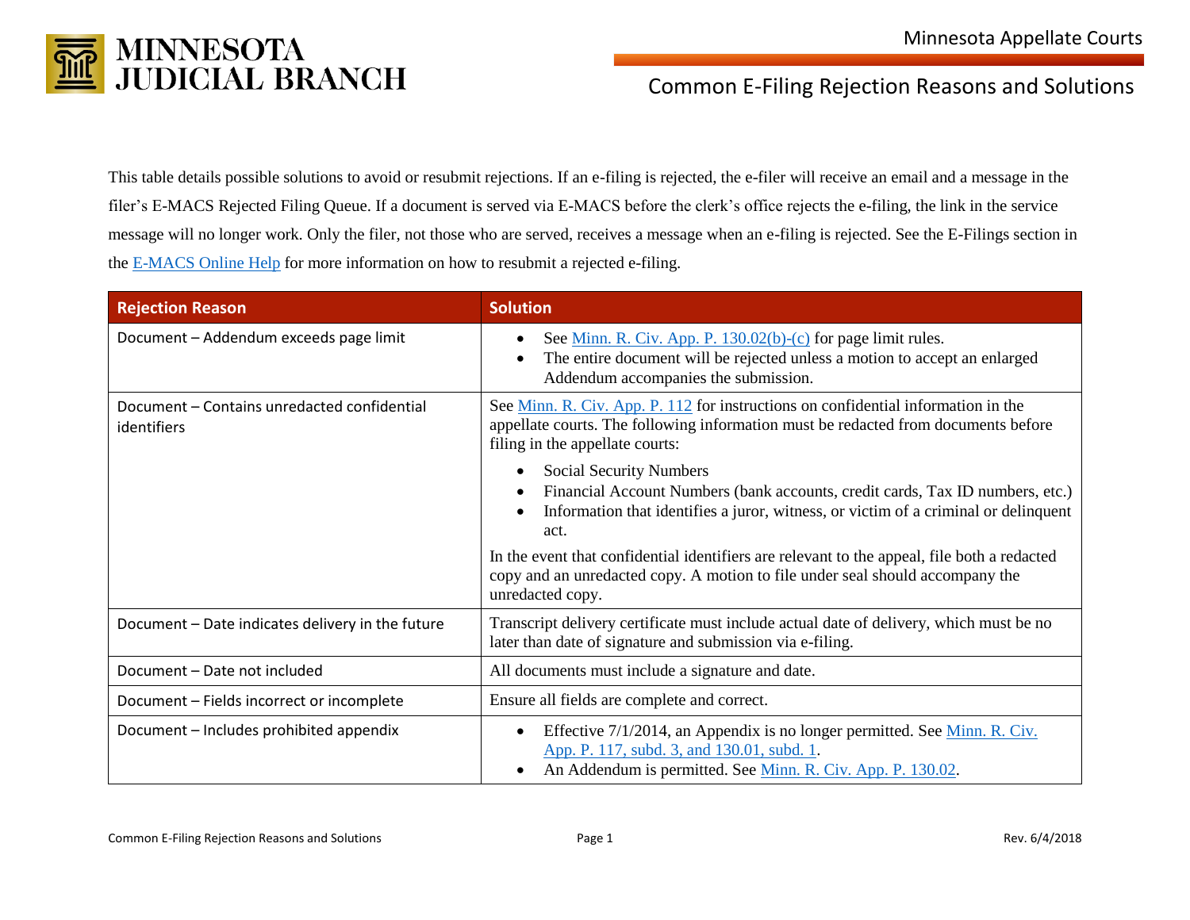# Common E-Filing Rejection Reasons and Solutions

This table details possible solutions to avoid or resubmit rejections. If an e-filing is rejected, the e-filer will receive an email and a message in the filer's E-MACS Rejected Filing Queue. If a document is served via E-MACS before the clerk's office rejects the e-filing, the link in the service message will no longer work. Only the filer, not those who are served, receives a message when an e-filing is rejected. See the E-Filings section in the E-MACS Online Help for more information on how to resubmit a rejected e-filing.

| Rejection Reason | Solution |
|---|---|
| Document – Addendum exceeds page limit | • See Minn. R. Civ. App. P. 130.02(b)-(c) for page limit rules.<br>• The entire document will be rejected unless a motion to accept an enlarged Addendum accompanies the submission. |
| Document – Contains unredacted confidential identifiers | See Minn. R. Civ. App. P. 112 for instructions on confidential information in the appellate courts. The following information must be redacted from documents before filing in the appellate courts:<br>• Social Security Numbers<br>• Financial Account Numbers (bank accounts, credit cards, Tax ID numbers, etc.)<br>• Information that identifies a juror, witness, or victim of a criminal or delinquent act.<br>In the event that confidential identifiers are relevant to the appeal, file both a redacted copy and an unredacted copy. A motion to file under seal should accompany the unredacted copy. |
| Document – Date indicates delivery in the future | Transcript delivery certificate must include actual date of delivery, which must be no later than date of signature and submission via e-filing. |
| Document – Date not included | All documents must include a signature and date. |
| Document – Fields incorrect or incomplete | Ensure all fields are complete and correct. |
| Document – Includes prohibited appendix | • Effective 7/1/2014, an Appendix is no longer permitted. See Minn. R. Civ. App. P. 117, subd. 3, and 130.01, subd. 1.<br>• An Addendum is permitted. See Minn. R. Civ. App. P. 130.02. |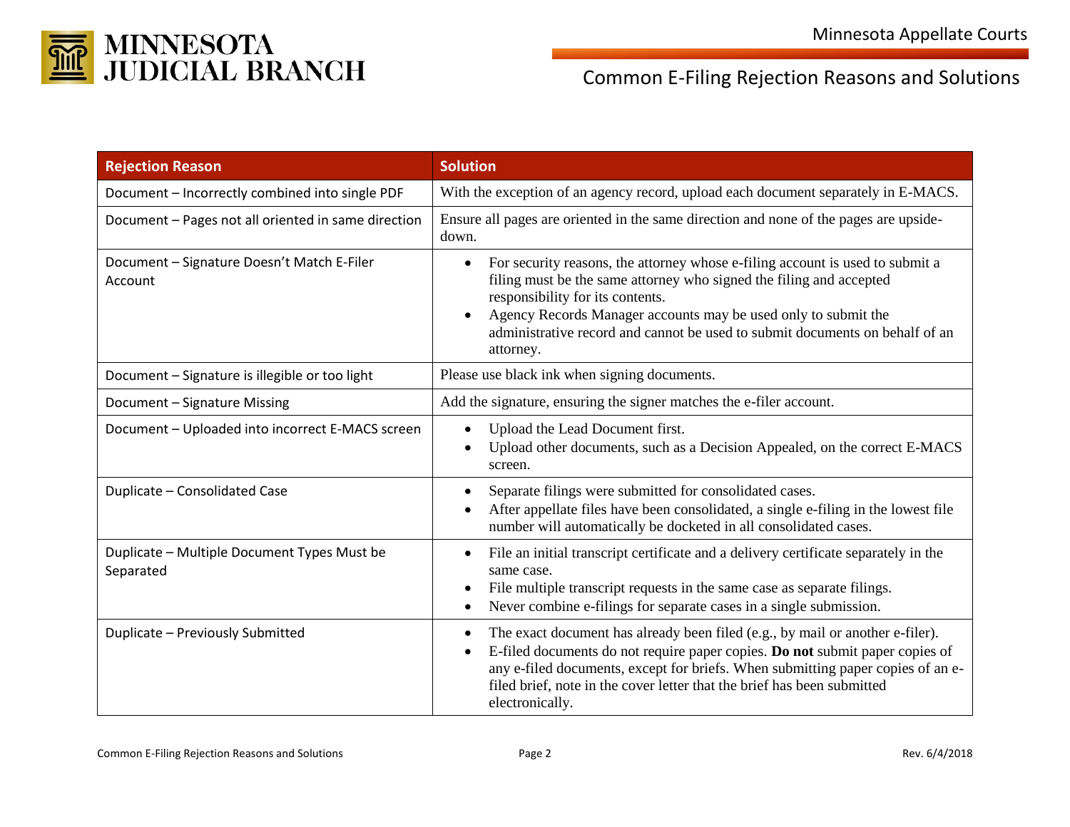| Rejection Reason | Solution |
|---|---|
| Document – Incorrectly combined into single PDF | With the exception of an agency record, upload each document separately in E-MACS. |
| Document – Pages not all oriented in same direction | Ensure all pages are oriented in the same direction and none of the pages are upside-down. |
| Document – Signature Doesn't Match E-Filer Account | • For security reasons, the attorney whose e-filing account is used to submit a filing must be the same attorney who signed the filing and accepted responsibility for its contents.<br>• Agency Records Manager accounts may be used only to submit the administrative record and cannot be used to submit documents on behalf of an attorney. |
| Document – Signature is illegible or too light | Please use black ink when signing documents. |
| Document – Signature Missing | Add the signature, ensuring the signer matches the e-filer account. |
| Document – Uploaded into incorrect E-MACS screen | • Upload the Lead Document first.<br>• Upload other documents, such as a Decision Appealed, on the correct E-MACS screen. |
| Duplicate – Consolidated Case | • Separate filings were submitted for consolidated cases.<br>• After appellate files have been consolidated, a single e-filing in the lowest file number will automatically be docketed in all consolidated cases. |
| Duplicate – Multiple Document Types Must be Separated | • File an initial transcript certificate and a delivery certificate separately in the same case.<br>• File multiple transcript requests in the same case as separate filings.<br>• Never combine e-filings for separate cases in a single submission. |
| Duplicate – Previously Submitted | • The exact document has already been filed (e.g., by mail or another e-filer).<br>• E-filed documents do not require paper copies. **Do not** submit paper copies of any e-filed documents, except for briefs. When submitting paper copies of an e-filed brief, note in the cover letter that the brief has been submitted electronically. |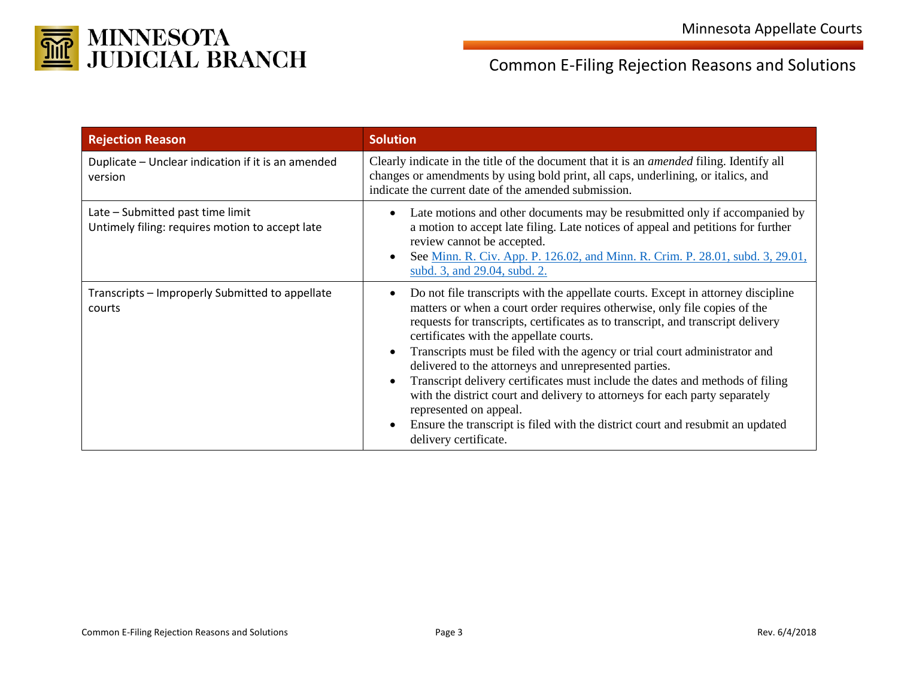| Rejection Reason | Solution |
| --- | --- |
| Duplicate – Unclear indication if it is an amended version | Clearly indicate in the title of the document that it is an *amended* filing. Identify all changes or amendments by using bold print, all caps, underlining, or italics, and indicate the current date of the amended submission. |
| Late – Submitted past time limit<br>Untimely filing: requires motion to accept late | • Late motions and other documents may be resubmitted only if accompanied by a motion to accept late filing. Late notices of appeal and petitions for further review cannot be accepted.<br>• See Minn. R. Civ. App. P. 126.02, and Minn. R. Crim. P. 28.01, subd. 3, 29.01, subd. 3, and 29.04, subd. 2. |
| Transcripts – Improperly Submitted to appellate courts | • Do not file transcripts with the appellate courts. Except in attorney discipline matters or when a court order requires otherwise, only file copies of the requests for transcripts, certificates as to transcript, and transcript delivery certificates with the appellate courts.<br>• Transcripts must be filed with the agency or trial court administrator and delivered to the attorneys and unrepresented parties.<br>• Transcript delivery certificates must include the dates and methods of filing with the district court and delivery to attorneys for each party separately represented on appeal.<br>• Ensure the transcript is filed with the district court and resubmit an updated delivery certificate. |